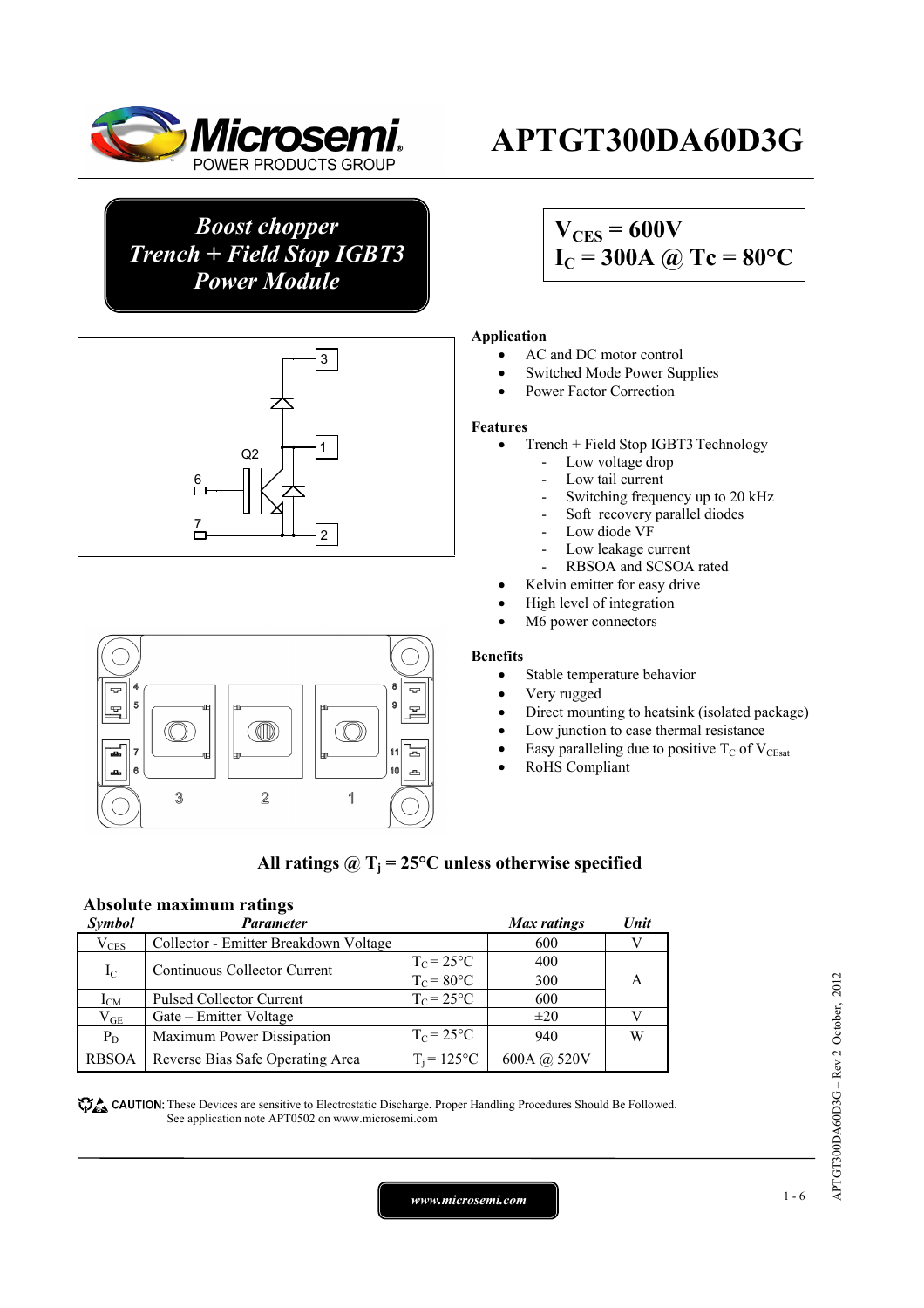# APTGT300DA60D3G

*Boost chopper*
*Trench + Field Stop IGBT3*
*Power Module*

**$V_{CES}$ = 600V**
**$I_C$ = 300A @ Tc = 80°C**

### Application

- AC and DC motor control
- Switched Mode Power Supplies
- Power Factor Correction

### Features

- Trench + Field Stop IGBT3 Technology
  - Low voltage drop
  - Low tail current
  - Switching frequency up to 20 kHz
  - Soft recovery parallel diodes
  - Low diode VF
  - Low leakage current
  - RBSOA and SCSOA rated
- Kelvin emitter for easy drive
- High level of integration
- M6 power connectors

### Benefits

- Stable temperature behavior
- Very rugged
- Direct mounting to heatsink (isolated package)
- Low junction to case thermal resistance
- Easy paralleling due to positive $T_C$ of $V_{CEsat}$
- RoHS Compliant

**All ratings @ $T_j$ = 25°C unless otherwise specified**

## Absolute maximum ratings

| *Symbol* | *Parameter* | | *Max ratings* | *Unit* |
|---|---|---|---|---|
| $V_{CES}$ | Collector - Emitter Breakdown Voltage | | 600 | V |
| $I_C$ | Continuous Collector Current | $T_C$ = 25°C | 400 | A |
| | | $T_C$ = 80°C | 300 | |
| $I_{CM}$ | Pulsed Collector Current | $T_C$ = 25°C | 600 | |
| $V_{GE}$ | Gate – Emitter Voltage | | ±20 | V |
| $P_D$ | Maximum Power Dissipation | $T_C$ = 25°C | 940 | W |
| RBSOA | Reverse Bias Safe Operating Area | $T_j$ = 125°C | 600A @ 520V | |

**CAUTION:** These Devices are sensitive to Electrostatic Discharge. Proper Handling Procedures Should Be Followed. See application note APT0502 on www.microsemi.com

www.microsemi.com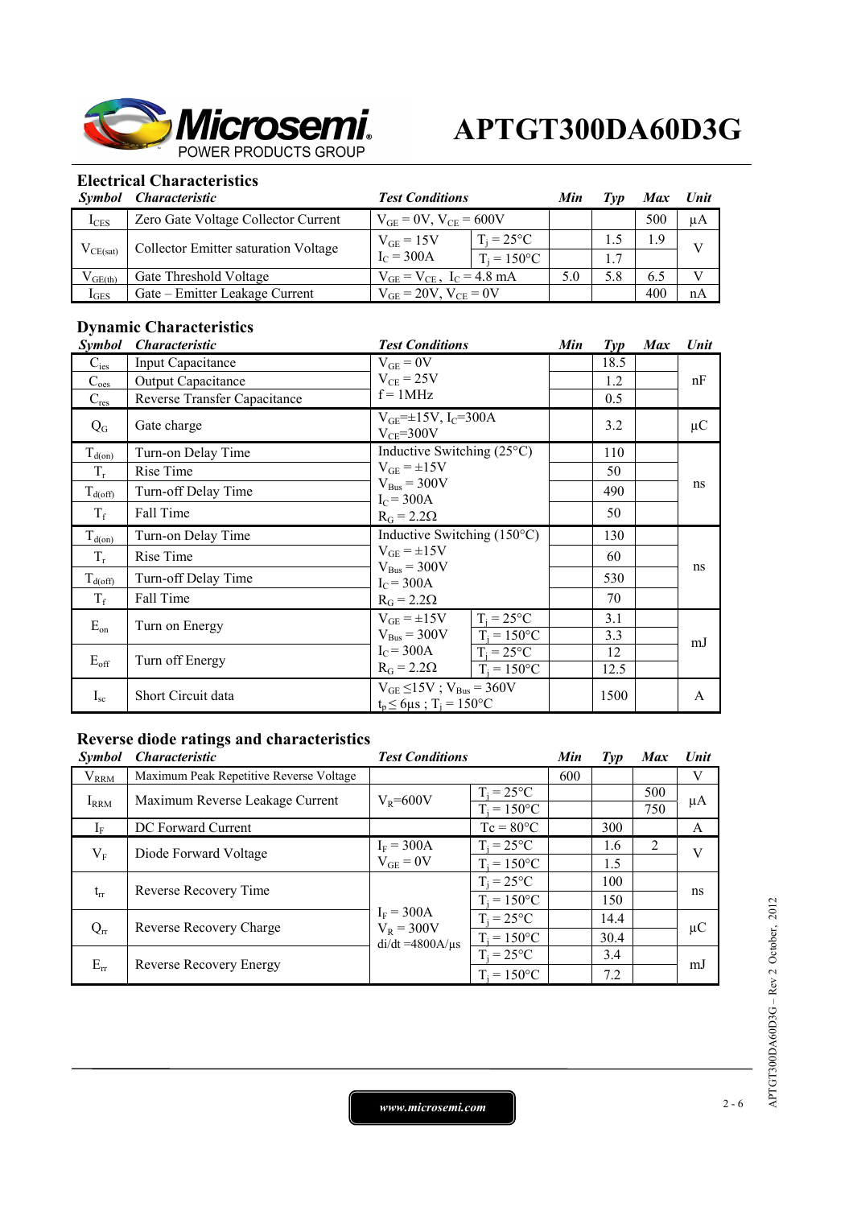## Electrical Characteristics

| Symbol | Characteristic | Test Conditions | | Min | Typ | Max | Unit |
|---|---|---|---|---|---|---|---|
| $I_{CES}$ | Zero Gate Voltage Collector Current | $V_{GE} = 0V$, $V_{CE} = 600V$ | | | | 500 | µA |
| $V_{CE(sat)}$ | Collector Emitter saturation Voltage | $V_{GE} = 15V$ $I_C = 300A$ | $T_j = 25°C$ | | 1.5 | 1.9 | V |
| | | | $T_j = 150°C$ | | 1.7 | | |
| $V_{GE(th)}$ | Gate Threshold Voltage | $V_{GE} = V_{CE}$, $I_C = 4.8$ mA | | 5.0 | 5.8 | 6.5 | V |
| $I_{GES}$ | Gate – Emitter Leakage Current | $V_{GE} = 20V$, $V_{CE} = 0V$ | | | | 400 | nA |

## Dynamic Characteristics

| Symbol | Characteristic | Test Conditions | | Min | Typ | Max | Unit |
|---|---|---|---|---|---|---|---|
| $C_{ies}$ | Input Capacitance | $V_{GE} = 0V$ $V_{CE} = 25V$ f = 1MHz | | | 18.5 | | nF |
| $C_{oes}$ | Output Capacitance | | | | 1.2 | | |
| $C_{res}$ | Reverse Transfer Capacitance | | | | 0.5 | | |
| $Q_G$ | Gate charge | $V_{GE}=\pm15V$, $I_C=300A$ $V_{CE}=300V$ | | | 3.2 | | µC |
| $T_{d(on)}$ | Turn-on Delay Time | Inductive Switching (25°C) $V_{GE} = \pm15V$ $V_{Bus} = 300V$ $I_C = 300A$ $R_G = 2.2\Omega$ | | | 110 | | ns |
| $T_r$ | Rise Time | | | | 50 | | |
| $T_{d(off)}$ | Turn-off Delay Time | | | | 490 | | |
| $T_f$ | Fall Time | | | | 50 | | |
| $T_{d(on)}$ | Turn-on Delay Time | Inductive Switching (150°C) $V_{GE} = \pm15V$ $V_{Bus} = 300V$ $I_C = 300A$ $R_G = 2.2\Omega$ | | | 130 | | ns |
| $T_r$ | Rise Time | | | | 60 | | |
| $T_{d(off)}$ | Turn-off Delay Time | | | | 530 | | |
| $T_f$ | Fall Time | | | | 70 | | |
| $E_{on}$ | Turn on Energy | $V_{GE} = \pm15V$ $V_{Bus} = 300V$ $I_C = 300A$ $R_G = 2.2\Omega$ | $T_j = 25°C$ | | 3.1 | | mJ |
| | | | $T_j = 150°C$ | | 3.3 | | |
| $E_{off}$ | Turn off Energy | | $T_j = 25°C$ | | 12 | | |
| | | | $T_j = 150°C$ | | 12.5 | | |
| $I_{sc}$ | Short Circuit data | $V_{GE} \leq 15V$ ; $V_{Bus} = 360V$ $t_p \leq 6µs$ ; $T_j = 150°C$ | | | 1500 | | A |

## Reverse diode ratings and characteristics

| Symbol | Characteristic | Test Conditions | | Min | Typ | Max | Unit |
|---|---|---|---|---|---|---|---|
| $V_{RRM}$ | Maximum Peak Repetitive Reverse Voltage | | | 600 | | | V |
| $I_{RRM}$ | Maximum Reverse Leakage Current | $V_R=600V$ | $T_j = 25°C$ | | | 500 | µA |
| | | | $T_j = 150°C$ | | | 750 | |
| $I_F$ | DC Forward Current | | $T_c = 80°C$ | | 300 | | A |
| $V_F$ | Diode Forward Voltage | $I_F = 300A$ $V_{GE} = 0V$ | $T_j = 25°C$ | | 1.6 | 2 | V |
| | | | $T_j = 150°C$ | | 1.5 | | |
| $t_{rr}$ | Reverse Recovery Time | $I_F = 300A$ $V_R = 300V$ di/dt =4800A/µs | $T_j = 25°C$ | | 100 | | ns |
| | | | $T_j = 150°C$ | | 150 | | |
| $Q_{rr}$ | Reverse Recovery Charge | | $T_j = 25°C$ | | 14.4 | | µC |
| | | | $T_j = 150°C$ | | 30.4 | | |
| $E_{rr}$ | Reverse Recovery Energy | | $T_j = 25°C$ | | 3.4 | | mJ |
| | | | $T_j = 150°C$ | | 7.2 | | |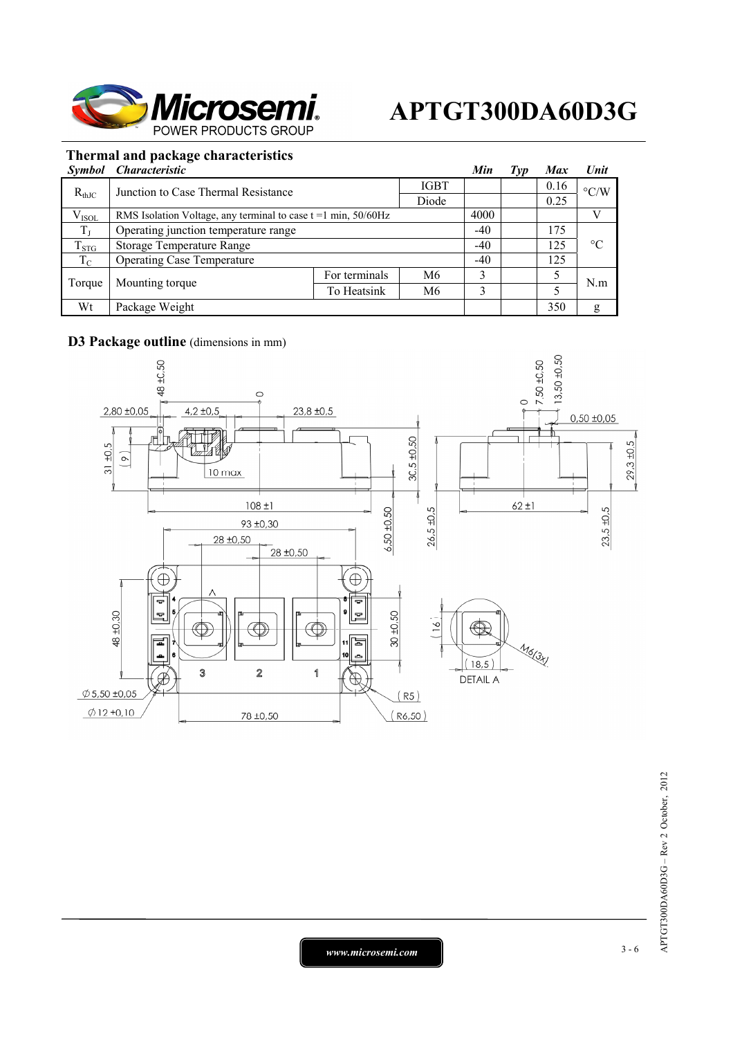## Thermal and package characteristics

| Symbol | Characteristic | | | Min | Typ | Max | Unit |
|---|---|---|---|---|---|---|---|
| $R_{thJC}$ | Junction to Case Thermal Resistance | | IGBT | | | 0.16 | °C/W |
| | | | Diode | | | 0.25 | |
| $V_{ISOL}$ | RMS Isolation Voltage, any terminal to case t =1 min, 50/60Hz | | | 4000 | | | V |
| $T_J$ | Operating junction temperature range | | | -40 | | 175 | °C |
| $T_{STG}$ | Storage Temperature Range | | | -40 | | 125 | |
| $T_C$ | Operating Case Temperature | | | -40 | | 125 | |
| Torque | Mounting torque | For terminals | M6 | 3 | | 5 | N.m |
| | | To Heatsink | M6 | 3 | | 5 | |
| Wt | Package Weight | | | | | 350 | g |

## D3 Package outline (dimensions in mm)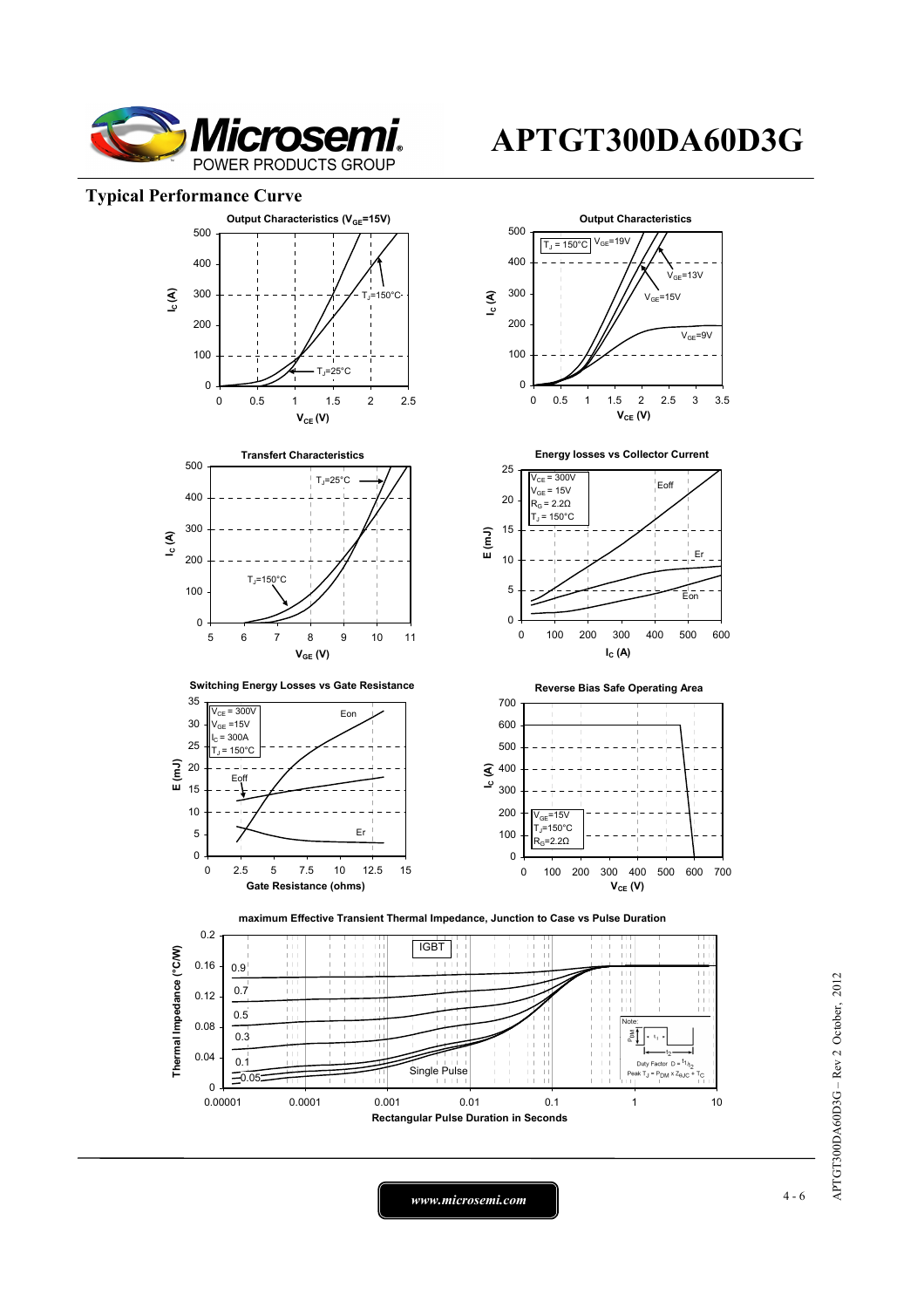# APTGT300DA60D3G

## Typical Performance Curve

**Output Characteristics ($V_{GE}$=15V)**

**Output Characteristics**

**Transfert Characteristics**

**Energy losses vs Collector Current**

**Switching Energy Losses vs Gate Resistance**

**Reverse Bias Safe Operating Area**

**maximum Effective Transient Thermal Impedance, Junction to Case vs Pulse Duration**

*www.microsemi.com*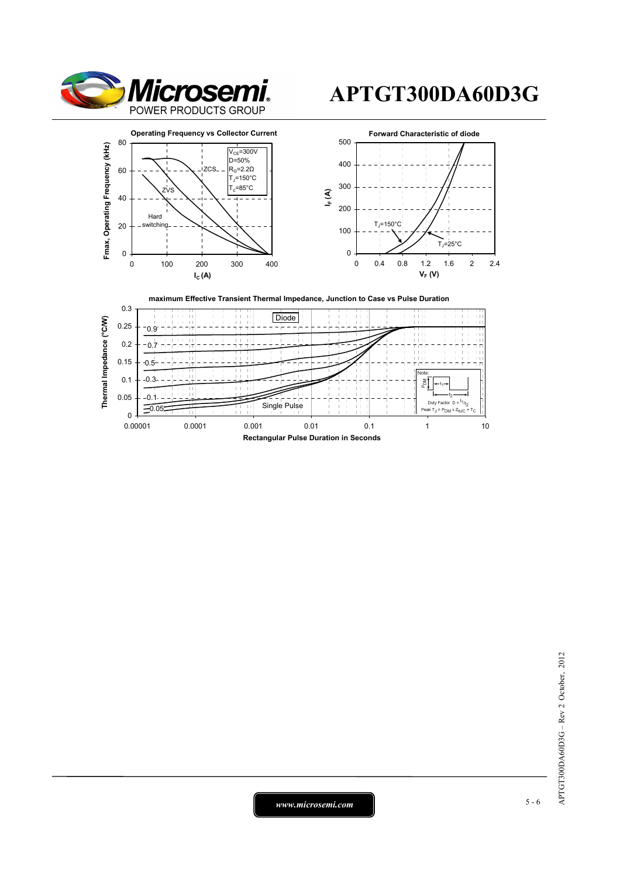# APTGT300DA60D3G

**Operating Frequency vs Collector Current**

$V_{CE}$=300V
D=50%
$R_G$=2.2Ω
$T_J$=150°C
$T_c$=85°C

ZCS
ZVS
Hard switching

Fmax, Operating Frequency (kHz)

$I_C$ (A)

**Forward Characteristic of diode**

$T_J$=150°C
$T_J$=25°C

$I_F$ (A)

$V_F$ (V)

**maximum Effective Transient Thermal Impedance, Junction to Case vs Pulse Duration**

Diode

0.9
0.7
0.5
0.3
0.1
0.05
Single Pulse

Note:
Duty Factor $D = t_1/t_2$
Peak $T_J = P_{DM} \times Z_{\theta JC} + T_C$

Thermal Impedance (°C/W)

Rectangular Pulse Duration in Seconds

*www.microsemi.com*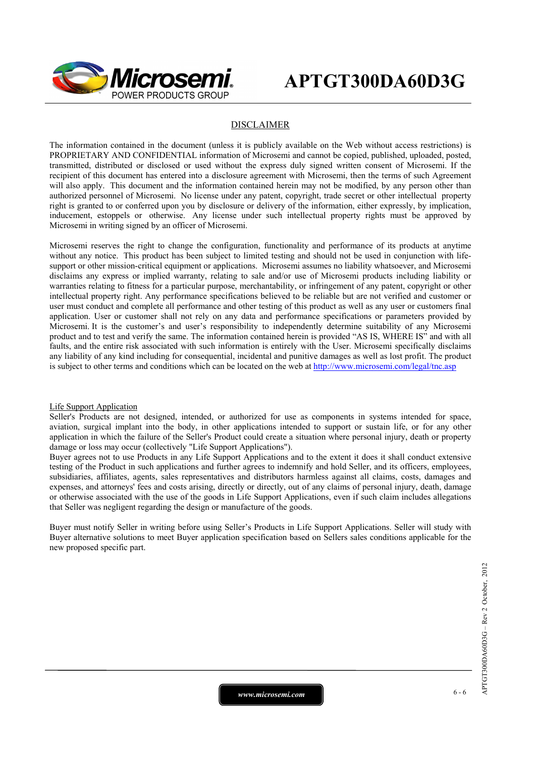## DISCLAIMER

The information contained in the document (unless it is publicly available on the Web without access restrictions) is PROPRIETARY AND CONFIDENTIAL information of Microsemi and cannot be copied, published, uploaded, posted, transmitted, distributed or disclosed or used without the express duly signed written consent of Microsemi. If the recipient of this document has entered into a disclosure agreement with Microsemi, then the terms of such Agreement will also apply. This document and the information contained herein may not be modified, by any person other than authorized personnel of Microsemi. No license under any patent, copyright, trade secret or other intellectual property right is granted to or conferred upon you by disclosure or delivery of the information, either expressly, by implication, inducement, estoppels or otherwise. Any license under such intellectual property rights must be approved by Microsemi in writing signed by an officer of Microsemi.

Microsemi reserves the right to change the configuration, functionality and performance of its products at anytime without any notice. This product has been subject to limited testing and should not be used in conjunction with life-support or other mission-critical equipment or applications. Microsemi assumes no liability whatsoever, and Microsemi disclaims any express or implied warranty, relating to sale and/or use of Microsemi products including liability or warranties relating to fitness for a particular purpose, merchantability, or infringement of any patent, copyright or other intellectual property right. Any performance specifications believed to be reliable but are not verified and customer or user must conduct and complete all performance and other testing of this product as well as any user or customers final application. User or customer shall not rely on any data and performance specifications or parameters provided by Microsemi. It is the customer's and user's responsibility to independently determine suitability of any Microsemi product and to test and verify the same. The information contained herein is provided "AS IS, WHERE IS" and with all faults, and the entire risk associated with such information is entirely with the User. Microsemi specifically disclaims any liability of any kind including for consequential, incidental and punitive damages as well as lost profit. The product is subject to other terms and conditions which can be located on the web at http://www.microsemi.com/legal/tnc.asp

### Life Support Application

Seller's Products are not designed, intended, or authorized for use as components in systems intended for space, aviation, surgical implant into the body, in other applications intended to support or sustain life, or for any other application in which the failure of the Seller's Product could create a situation where personal injury, death or property damage or loss may occur (collectively "Life Support Applications").

Buyer agrees not to use Products in any Life Support Applications and to the extent it does it shall conduct extensive testing of the Product in such applications and further agrees to indemnify and hold Seller, and its officers, employees, subsidiaries, affiliates, agents, sales representatives and distributors harmless against all claims, costs, damages and expenses, and attorneys' fees and costs arising, directly or directly, out of any claims of personal injury, death, damage or otherwise associated with the use of the goods in Life Support Applications, even if such claim includes allegations that Seller was negligent regarding the design or manufacture of the goods.

Buyer must notify Seller in writing before using Seller's Products in Life Support Applications. Seller will study with Buyer alternative solutions to meet Buyer application specification based on Sellers sales conditions applicable for the new proposed specific part.